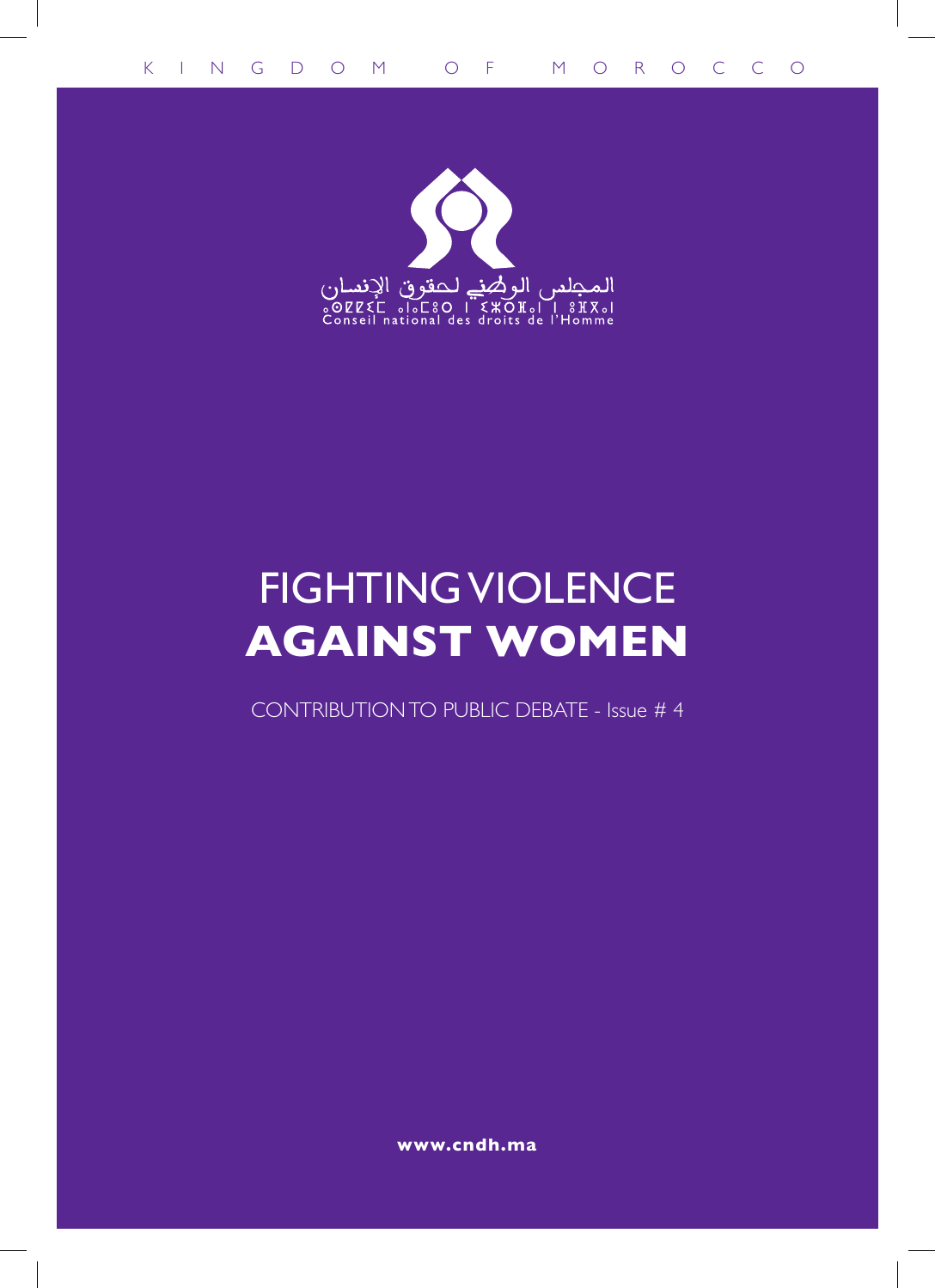KINGDOM OF MOROCCO

المجلس الوطني لحقوق الإنسان

Conseil national des droits de l'Homme

# FIGHTING VIOLENCE **AGAINST WOMEN**

CONTRIBUTION TO PUBLIC DEBATE - Issue # 4

**www.cndh.ma**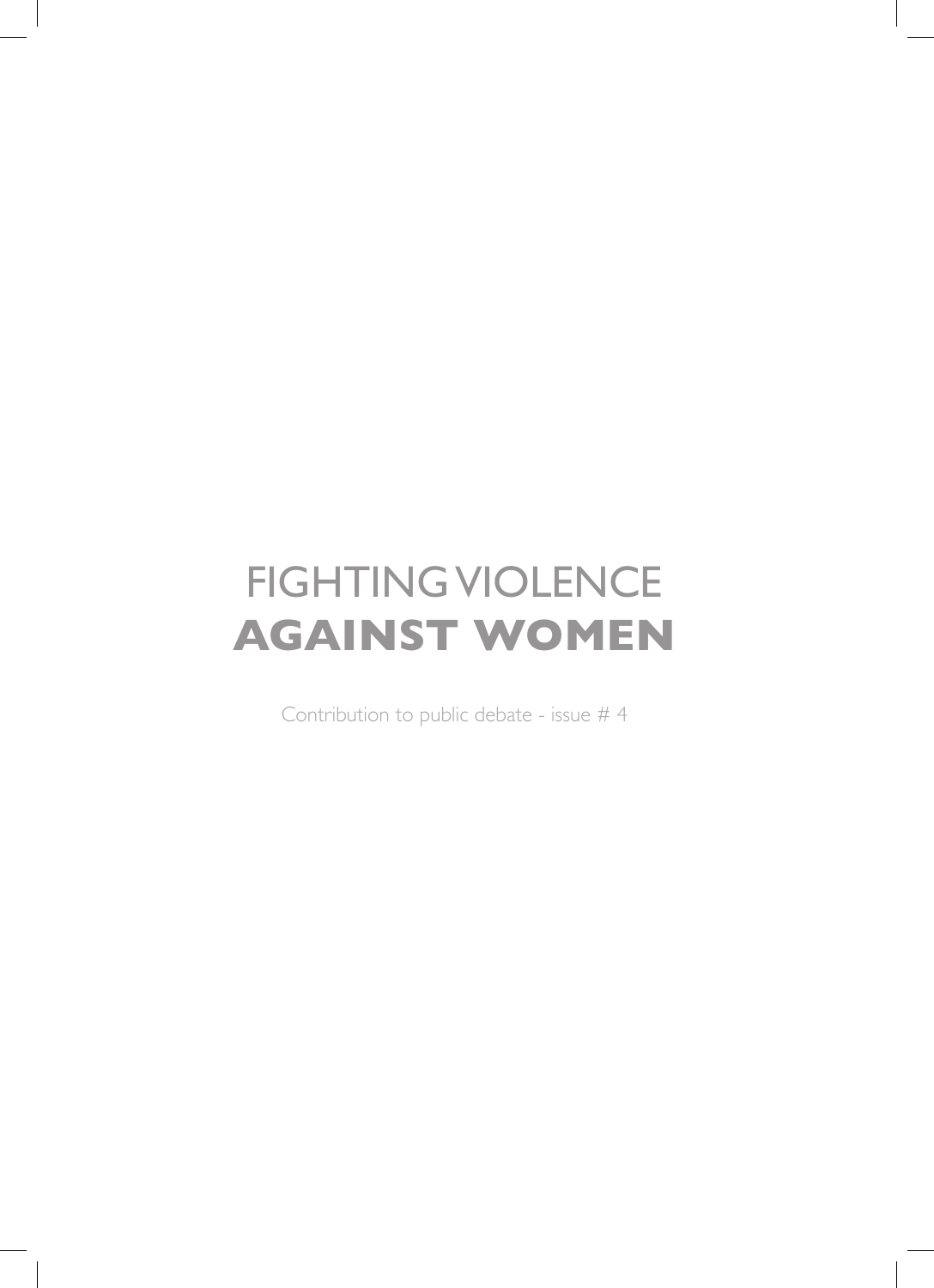# FIGHTING VIOLENCE **AGAINST WOMEN**

Contribution to public debate - issue # 4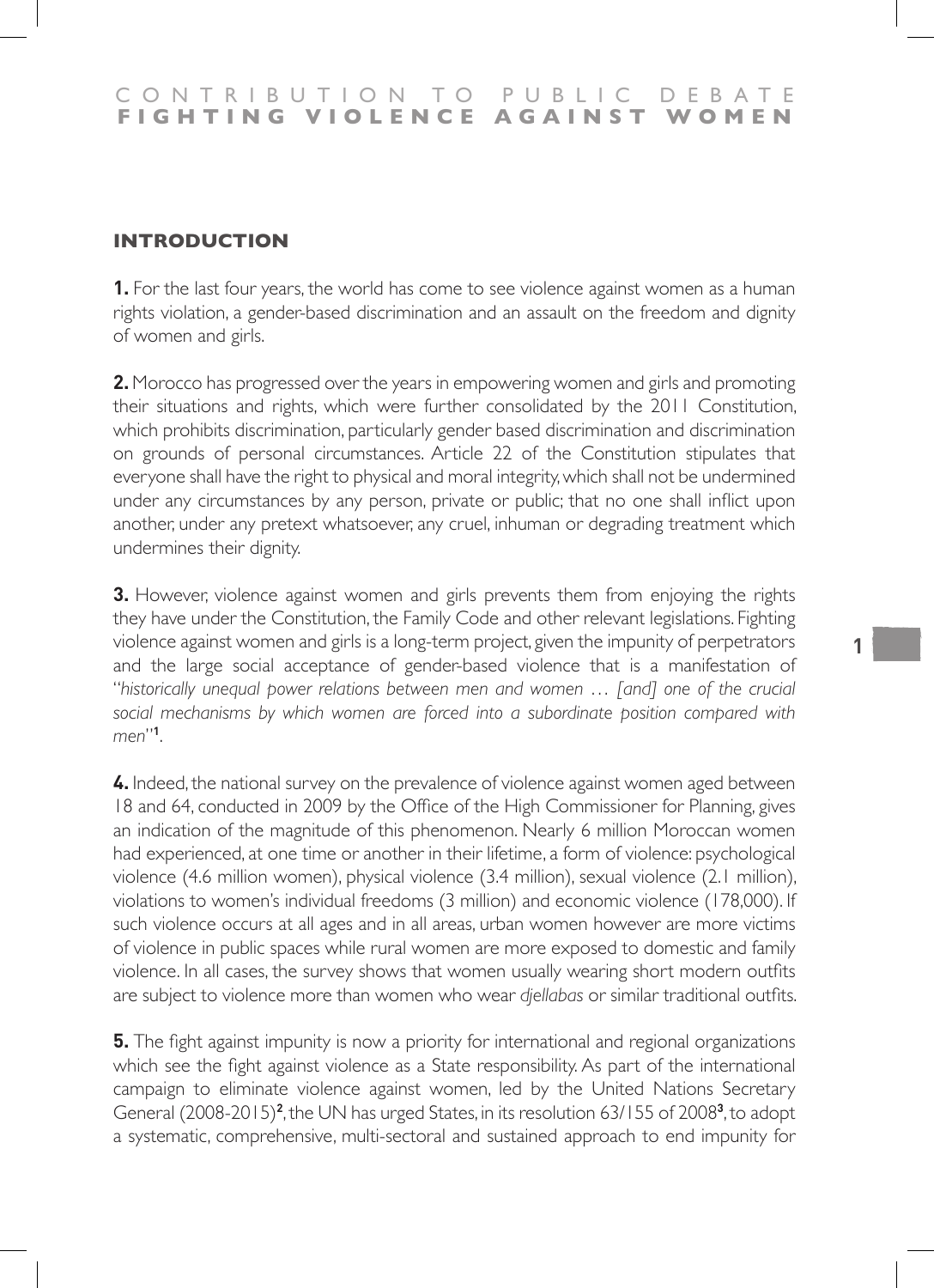## INTRODUCTION

**1.** For the last four years, the world has come to see violence against women as a human rights violation, a gender-based discrimination and an assault on the freedom and dignity of women and girls.

**2.** Morocco has progressed over the years in empowering women and girls and promoting their situations and rights, which were further consolidated by the 2011 Constitution, which prohibits discrimination, particularly gender based discrimination and discrimination on grounds of personal circumstances. Article 22 of the Constitution stipulates that everyone shall have the right to physical and moral integrity, which shall not be undermined under any circumstances by any person, private or public; that no one shall inflict upon another, under any pretext whatsoever, any cruel, inhuman or degrading treatment which undermines their dignity.

**3.** However, violence against women and girls prevents them from enjoying the rights they have under the Constitution, the Family Code and other relevant legislations. Fighting violence against women and girls is a long-term project, given the impunity of perpetrators and the large social acceptance of gender-based violence that is a manifestation of "*historically unequal power relations between men and women … [and] one of the crucial social mechanisms by which women are forced into a subordinate position compared with men*"[1].

**4.** Indeed, the national survey on the prevalence of violence against women aged between 18 and 64, conducted in 2009 by the Office of the High Commissioner for Planning, gives an indication of the magnitude of this phenomenon. Nearly 6 million Moroccan women had experienced, at one time or another in their lifetime, a form of violence: psychological violence (4.6 million women), physical violence (3.4 million), sexual violence (2.1 million), violations to women's individual freedoms (3 million) and economic violence (178,000). If such violence occurs at all ages and in all areas, urban women however are more victims of violence in public spaces while rural women are more exposed to domestic and family violence. In all cases, the survey shows that women usually wearing short modern outfits are subject to violence more than women who wear *djellabas* or similar traditional outfits.

**5.** The fight against impunity is now a priority for international and regional organizations which see the fight against violence as a State responsibility. As part of the international campaign to eliminate violence against women, led by the United Nations Secretary General (2008-2015)[2], the UN has urged States, in its resolution 63/155 of 2008[3], to adopt a systematic, comprehensive, multi-sectoral and sustained approach to end impunity for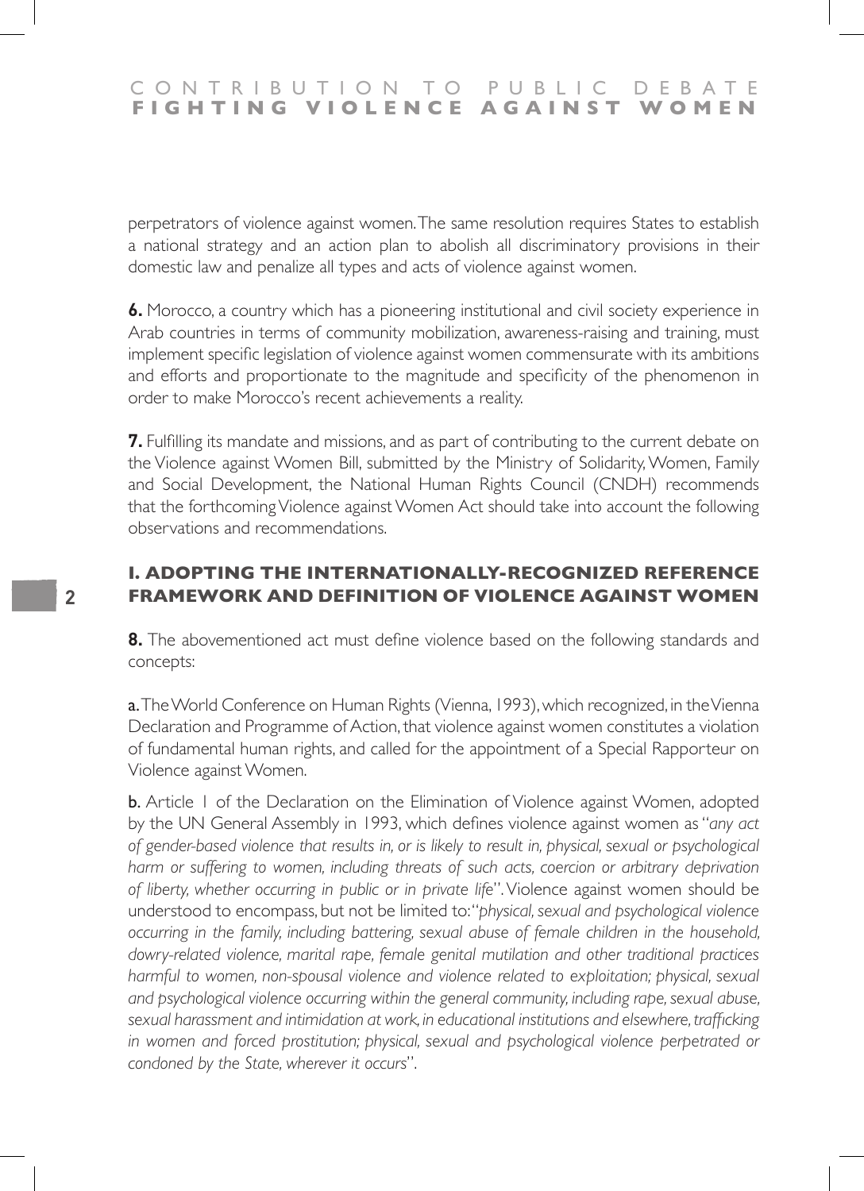perpetrators of violence against women. The same resolution requires States to establish a national strategy and an action plan to abolish all discriminatory provisions in their domestic law and penalize all types and acts of violence against women.

**6.** Morocco, a country which has a pioneering institutional and civil society experience in Arab countries in terms of community mobilization, awareness-raising and training, must implement specific legislation of violence against women commensurate with its ambitions and efforts and proportionate to the magnitude and specificity of the phenomenon in order to make Morocco's recent achievements a reality.

**7.** Fulfilling its mandate and missions, and as part of contributing to the current debate on the Violence against Women Bill, submitted by the Ministry of Solidarity, Women, Family and Social Development, the National Human Rights Council (CNDH) recommends that the forthcoming Violence against Women Act should take into account the following observations and recommendations.

## I. ADOPTING THE INTERNATIONALLY-RECOGNIZED REFERENCE FRAMEWORK AND DEFINITION OF VIOLENCE AGAINST WOMEN

**8.** The abovementioned act must define violence based on the following standards and concepts:

**a.** The World Conference on Human Rights (Vienna, 1993), which recognized, in the Vienna Declaration and Programme of Action, that violence against women constitutes a violation of fundamental human rights, and called for the appointment of a Special Rapporteur on Violence against Women.

**b.** Article 1 of the Declaration on the Elimination of Violence against Women, adopted by the UN General Assembly in 1993, which defines violence against women as "*any act of gender-based violence that results in, or is likely to result in, physical, sexual or psychological harm or suffering to women, including threats of such acts, coercion or arbitrary deprivation of liberty, whether occurring in public or in private life*". Violence against women should be understood to encompass, but not be limited to: "*physical, sexual and psychological violence occurring in the family, including battering, sexual abuse of female children in the household, dowry-related violence, marital rape, female genital mutilation and other traditional practices harmful to women, non-spousal violence and violence related to exploitation; physical, sexual and psychological violence occurring within the general community, including rape, sexual abuse, sexual harassment and intimidation at work, in educational institutions and elsewhere, trafficking in women and forced prostitution; physical, sexual and psychological violence perpetrated or condoned by the State, wherever it occurs*".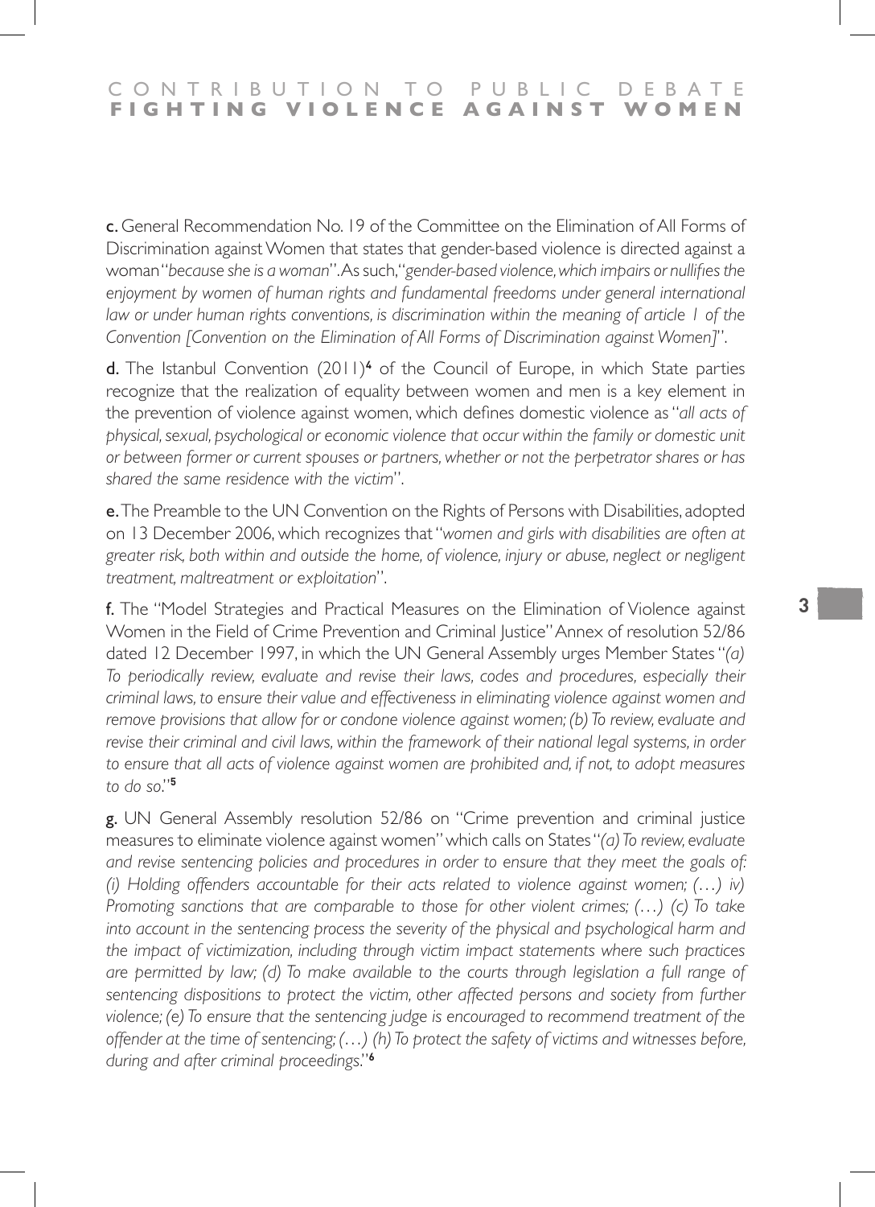**c.** General Recommendation No. 19 of the Committee on the Elimination of All Forms of Discrimination against Women that states that gender-based violence is directed against a woman "*because she is a woman*". As such, "*gender-based violence, which impairs or nullifies the enjoyment by women of human rights and fundamental freedoms under general international law or under human rights conventions, is discrimination within the meaning of article 1 of the Convention [Convention on the Elimination of All Forms of Discrimination against Women]*".

**d.** The Istanbul Convention (2011)[4] of the Council of Europe, in which State parties recognize that the realization of equality between women and men is a key element in the prevention of violence against women, which defines domestic violence as "*all acts of physical, sexual, psychological or economic violence that occur within the family or domestic unit or between former or current spouses or partners, whether or not the perpetrator shares or has shared the same residence with the victim*".

**e.** The Preamble to the UN Convention on the Rights of Persons with Disabilities, adopted on 13 December 2006, which recognizes that "*women and girls with disabilities are often at greater risk, both within and outside the home, of violence, injury or abuse, neglect or negligent treatment, maltreatment or exploitation*".

**f.** The "Model Strategies and Practical Measures on the Elimination of Violence against Women in the Field of Crime Prevention and Criminal Justice" Annex of resolution 52/86 dated 12 December 1997, in which the UN General Assembly urges Member States "*(a) To periodically review, evaluate and revise their laws, codes and procedures, especially their criminal laws, to ensure their value and effectiveness in eliminating violence against women and remove provisions that allow for or condone violence against women; (b) To review, evaluate and revise their criminal and civil laws, within the framework of their national legal systems, in order to ensure that all acts of violence against women are prohibited and, if not, to adopt measures to do so.*"[5]

**g.** UN General Assembly resolution 52/86 on "Crime prevention and criminal justice measures to eliminate violence against women" which calls on States "*(a) To review, evaluate and revise sentencing policies and procedures in order to ensure that they meet the goals of: (i) Holding offenders accountable for their acts related to violence against women; (…) iv) Promoting sanctions that are comparable to those for other violent crimes; (…) (c) To take into account in the sentencing process the severity of the physical and psychological harm and the impact of victimization, including through victim impact statements where such practices are permitted by law; (d) To make available to the courts through legislation a full range of sentencing dispositions to protect the victim, other affected persons and society from further violence; (e) To ensure that the sentencing judge is encouraged to recommend treatment of the offender at the time of sentencing; (…) (h) To protect the safety of victims and witnesses before, during and after criminal proceedings.*"[6]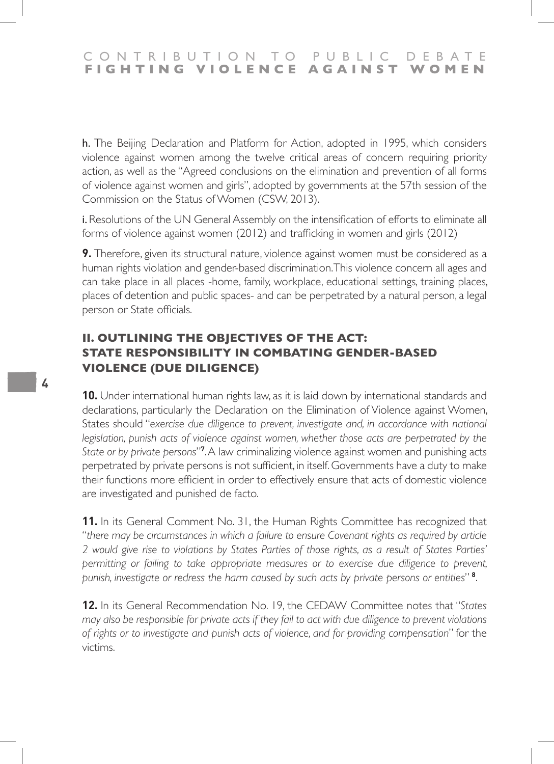**h.** The Beijing Declaration and Platform for Action, adopted in 1995, which considers violence against women among the twelve critical areas of concern requiring priority action, as well as the "Agreed conclusions on the elimination and prevention of all forms of violence against women and girls", adopted by governments at the 57th session of the Commission on the Status of Women (CSW, 2013).

**i.** Resolutions of the UN General Assembly on the intensification of efforts to eliminate all forms of violence against women (2012) and trafficking in women and girls (2012)

**9.** Therefore, given its structural nature, violence against women must be considered as a human rights violation and gender-based discrimination. This violence concern all ages and can take place in all places -home, family, workplace, educational settings, training places, places of detention and public spaces- and can be perpetrated by a natural person, a legal person or State officials.

## II. OUTLINING THE OBJECTIVES OF THE ACT: STATE RESPONSIBILITY IN COMBATING GENDER-BASED VIOLENCE (DUE DILIGENCE)

**10.** Under international human rights law, as it is laid down by international standards and declarations, particularly the Declaration on the Elimination of Violence against Women, States should "*exercise due diligence to prevent, investigate and, in accordance with national legislation, punish acts of violence against women, whether those acts are perpetrated by the State or by private persons*"[7]. A law criminalizing violence against women and punishing acts perpetrated by private persons is not sufficient, in itself. Governments have a duty to make their functions more efficient in order to effectively ensure that acts of domestic violence are investigated and punished de facto.

**11.** In its General Comment No. 31, the Human Rights Committee has recognized that "*there may be circumstances in which a failure to ensure Covenant rights as required by article 2 would give rise to violations by States Parties of those rights, as a result of States Parties' permitting or failing to take appropriate measures or to exercise due diligence to prevent, punish, investigate or redress the harm caused by such acts by private persons or entities*"[8].

**12.** In its General Recommendation No. 19, the CEDAW Committee notes that "*States may also be responsible for private acts if they fail to act with due diligence to prevent violations of rights or to investigate and punish acts of violence, and for providing compensation*" for the victims.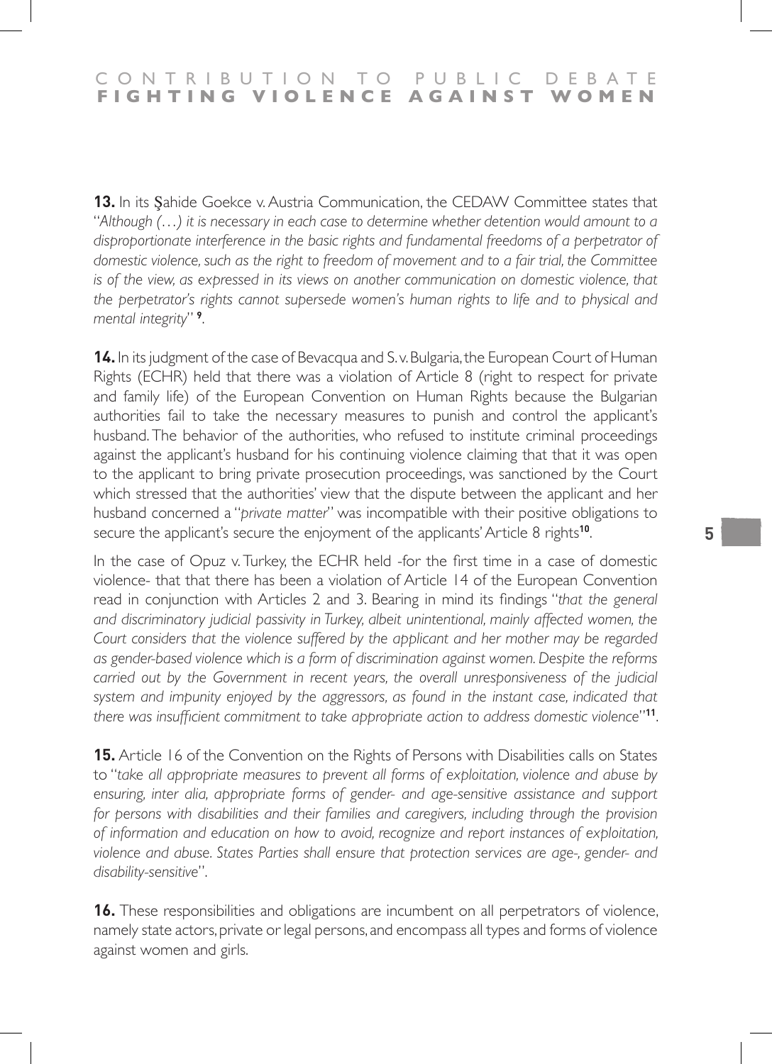**13.** In its Şahide Goekce v. Austria Communication, the CEDAW Committee states that "*Although (…) it is necessary in each case to determine whether detention would amount to a disproportionate interference in the basic rights and fundamental freedoms of a perpetrator of domestic violence, such as the right to freedom of movement and to a fair trial, the Committee is of the view, as expressed in its views on another communication on domestic violence, that the perpetrator's rights cannot supersede women's human rights to life and to physical and mental integrity*" [9].

**14.** In its judgment of the case of Bevacqua and S. v. Bulgaria, the European Court of Human Rights (ECHR) held that there was a violation of Article 8 (right to respect for private and family life) of the European Convention on Human Rights because the Bulgarian authorities fail to take the necessary measures to punish and control the applicant's husband. The behavior of the authorities, who refused to institute criminal proceedings against the applicant's husband for his continuing violence claiming that that it was open to the applicant to bring private prosecution proceedings, was sanctioned by the Court which stressed that the authorities' view that the dispute between the applicant and her husband concerned a "*private matter*" was incompatible with their positive obligations to secure the applicant's secure the enjoyment of the applicants' Article 8 rights[10].

In the case of Opuz v. Turkey, the ECHR held -for the first time in a case of domestic violence- that that there has been a violation of Article 14 of the European Convention read in conjunction with Articles 2 and 3. Bearing in mind its findings "*that the general and discriminatory judicial passivity in Turkey, albeit unintentional, mainly affected women, the Court considers that the violence suffered by the applicant and her mother may be regarded as gender-based violence which is a form of discrimination against women. Despite the reforms carried out by the Government in recent years, the overall unresponsiveness of the judicial system and impunity enjoyed by the aggressors, as found in the instant case, indicated that there was insufficient commitment to take appropriate action to address domestic violence*"[11].

**15.** Article 16 of the Convention on the Rights of Persons with Disabilities calls on States to "*take all appropriate measures to prevent all forms of exploitation, violence and abuse by ensuring, inter alia, appropriate forms of gender- and age-sensitive assistance and support for persons with disabilities and their families and caregivers, including through the provision of information and education on how to avoid, recognize and report instances of exploitation, violence and abuse. States Parties shall ensure that protection services are age-, gender- and disability-sensitive*".

**16.** These responsibilities and obligations are incumbent on all perpetrators of violence, namely state actors, private or legal persons, and encompass all types and forms of violence against women and girls.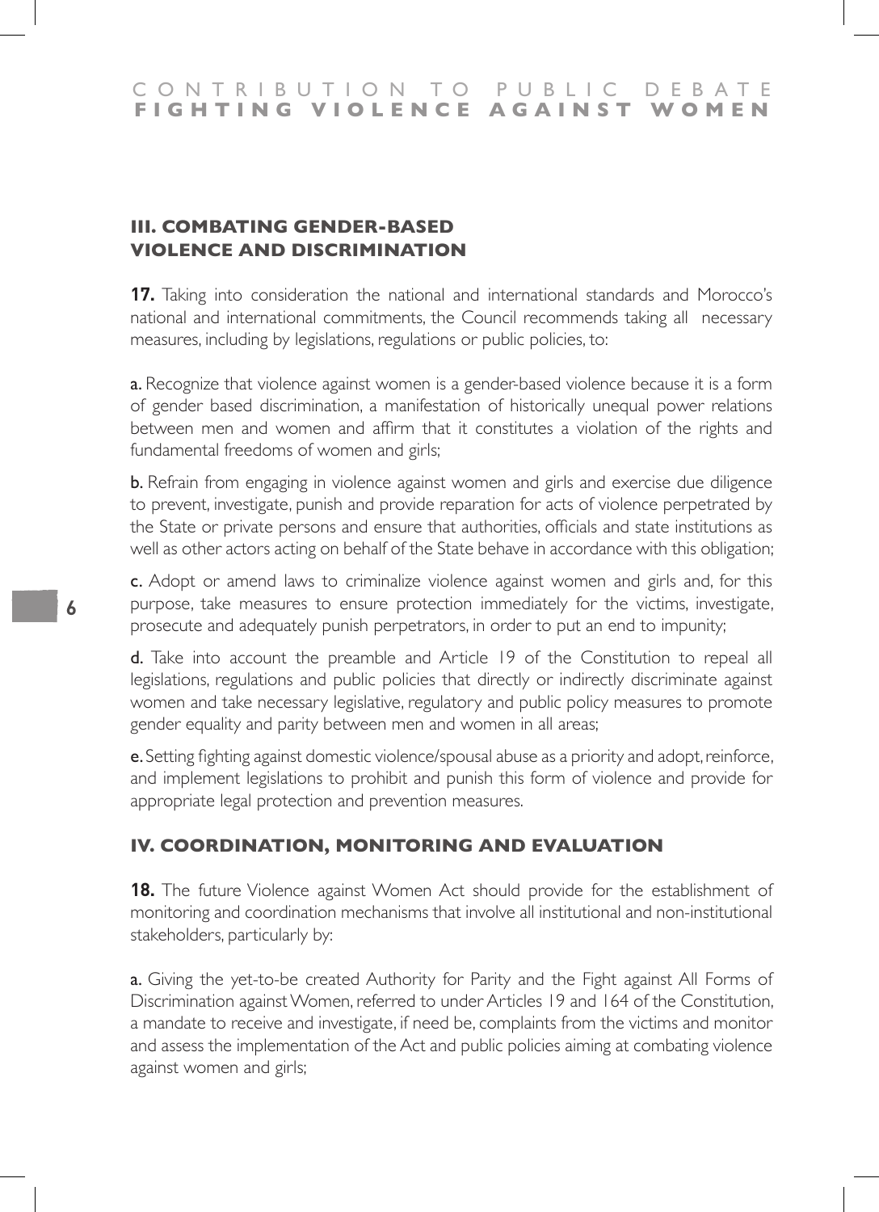## III. COMBATING GENDER-BASED VIOLENCE AND DISCRIMINATION

**17.** Taking into consideration the national and international standards and Morocco's national and international commitments, the Council recommends taking all necessary measures, including by legislations, regulations or public policies, to:

**a.** Recognize that violence against women is a gender-based violence because it is a form of gender based discrimination, a manifestation of historically unequal power relations between men and women and affirm that it constitutes a violation of the rights and fundamental freedoms of women and girls;

**b.** Refrain from engaging in violence against women and girls and exercise due diligence to prevent, investigate, punish and provide reparation for acts of violence perpetrated by the State or private persons and ensure that authorities, officials and state institutions as well as other actors acting on behalf of the State behave in accordance with this obligation;

**c.** Adopt or amend laws to criminalize violence against women and girls and, for this purpose, take measures to ensure protection immediately for the victims, investigate, prosecute and adequately punish perpetrators, in order to put an end to impunity;

**d.** Take into account the preamble and Article 19 of the Constitution to repeal all legislations, regulations and public policies that directly or indirectly discriminate against women and take necessary legislative, regulatory and public policy measures to promote gender equality and parity between men and women in all areas;

**e.** Setting fighting against domestic violence/spousal abuse as a priority and adopt, reinforce, and implement legislations to prohibit and punish this form of violence and provide for appropriate legal protection and prevention measures.

## IV. COORDINATION, MONITORING AND EVALUATION

**18.** The future Violence against Women Act should provide for the establishment of monitoring and coordination mechanisms that involve all institutional and non-institutional stakeholders, particularly by:

**a.** Giving the yet-to-be created Authority for Parity and the Fight against All Forms of Discrimination against Women, referred to under Articles 19 and 164 of the Constitution, a mandate to receive and investigate, if need be, complaints from the victims and monitor and assess the implementation of the Act and public policies aiming at combating violence against women and girls;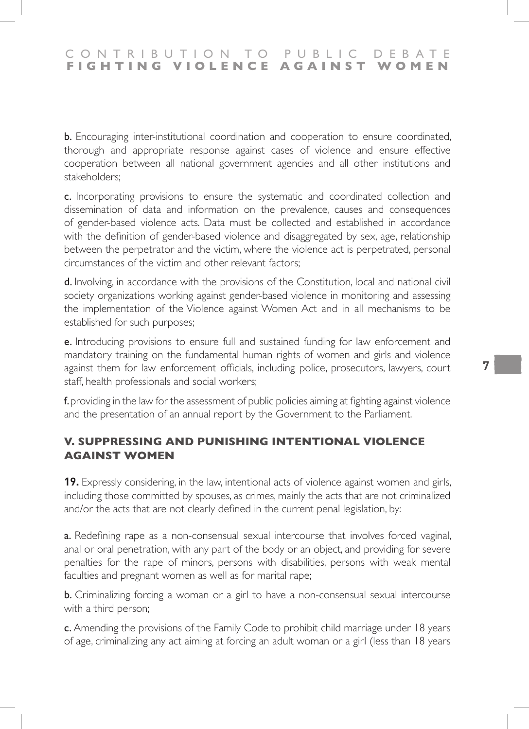**b.** Encouraging inter-institutional coordination and cooperation to ensure coordinated, thorough and appropriate response against cases of violence and ensure effective cooperation between all national government agencies and all other institutions and stakeholders;

**c.** Incorporating provisions to ensure the systematic and coordinated collection and dissemination of data and information on the prevalence, causes and consequences of gender-based violence acts. Data must be collected and established in accordance with the definition of gender-based violence and disaggregated by sex, age, relationship between the perpetrator and the victim, where the violence act is perpetrated, personal circumstances of the victim and other relevant factors;

**d.** Involving, in accordance with the provisions of the Constitution, local and national civil society organizations working against gender-based violence in monitoring and assessing the implementation of the Violence against Women Act and in all mechanisms to be established for such purposes;

**e.** Introducing provisions to ensure full and sustained funding for law enforcement and mandatory training on the fundamental human rights of women and girls and violence against them for law enforcement officials, including police, prosecutors, lawyers, court staff, health professionals and social workers;

**f.** providing in the law for the assessment of public policies aiming at fighting against violence and the presentation of an annual report by the Government to the Parliament.

## V. SUPPRESSING AND PUNISHING INTENTIONAL VIOLENCE AGAINST WOMEN

**19.** Expressly considering, in the law, intentional acts of violence against women and girls, including those committed by spouses, as crimes, mainly the acts that are not criminalized and/or the acts that are not clearly defined in the current penal legislation, by:

**a.** Redefining rape as a non-consensual sexual intercourse that involves forced vaginal, anal or oral penetration, with any part of the body or an object, and providing for severe penalties for the rape of minors, persons with disabilities, persons with weak mental faculties and pregnant women as well as for marital rape;

**b.** Criminalizing forcing a woman or a girl to have a non-consensual sexual intercourse with a third person;

**c.** Amending the provisions of the Family Code to prohibit child marriage under 18 years of age, criminalizing any act aiming at forcing an adult woman or a girl (less than 18 years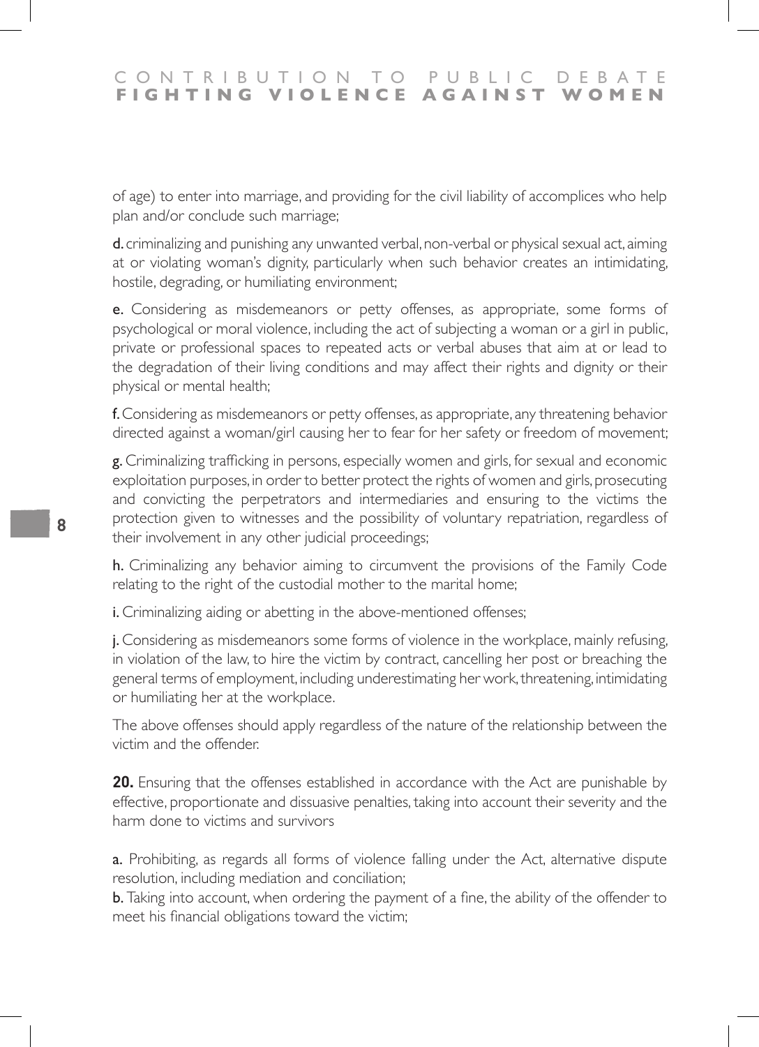of age) to enter into marriage, and providing for the civil liability of accomplices who help plan and/or conclude such marriage;

**d.** criminalizing and punishing any unwanted verbal, non-verbal or physical sexual act, aiming at or violating woman's dignity, particularly when such behavior creates an intimidating, hostile, degrading, or humiliating environment;

**e.** Considering as misdemeanors or petty offenses, as appropriate, some forms of psychological or moral violence, including the act of subjecting a woman or a girl in public, private or professional spaces to repeated acts or verbal abuses that aim at or lead to the degradation of their living conditions and may affect their rights and dignity or their physical or mental health;

**f.** Considering as misdemeanors or petty offenses, as appropriate, any threatening behavior directed against a woman/girl causing her to fear for her safety or freedom of movement;

**g.** Criminalizing trafficking in persons, especially women and girls, for sexual and economic exploitation purposes, in order to better protect the rights of women and girls, prosecuting and convicting the perpetrators and intermediaries and ensuring to the victims the protection given to witnesses and the possibility of voluntary repatriation, regardless of their involvement in any other judicial proceedings;

**h.** Criminalizing any behavior aiming to circumvent the provisions of the Family Code relating to the right of the custodial mother to the marital home;

**i.** Criminalizing aiding or abetting in the above-mentioned offenses;

**j.** Considering as misdemeanors some forms of violence in the workplace, mainly refusing, in violation of the law, to hire the victim by contract, cancelling her post or breaching the general terms of employment, including underestimating her work, threatening, intimidating or humiliating her at the workplace.

The above offenses should apply regardless of the nature of the relationship between the victim and the offender.

**20.** Ensuring that the offenses established in accordance with the Act are punishable by effective, proportionate and dissuasive penalties, taking into account their severity and the harm done to victims and survivors

**a.** Prohibiting, as regards all forms of violence falling under the Act, alternative dispute resolution, including mediation and conciliation;

**b.** Taking into account, when ordering the payment of a fine, the ability of the offender to meet his financial obligations toward the victim;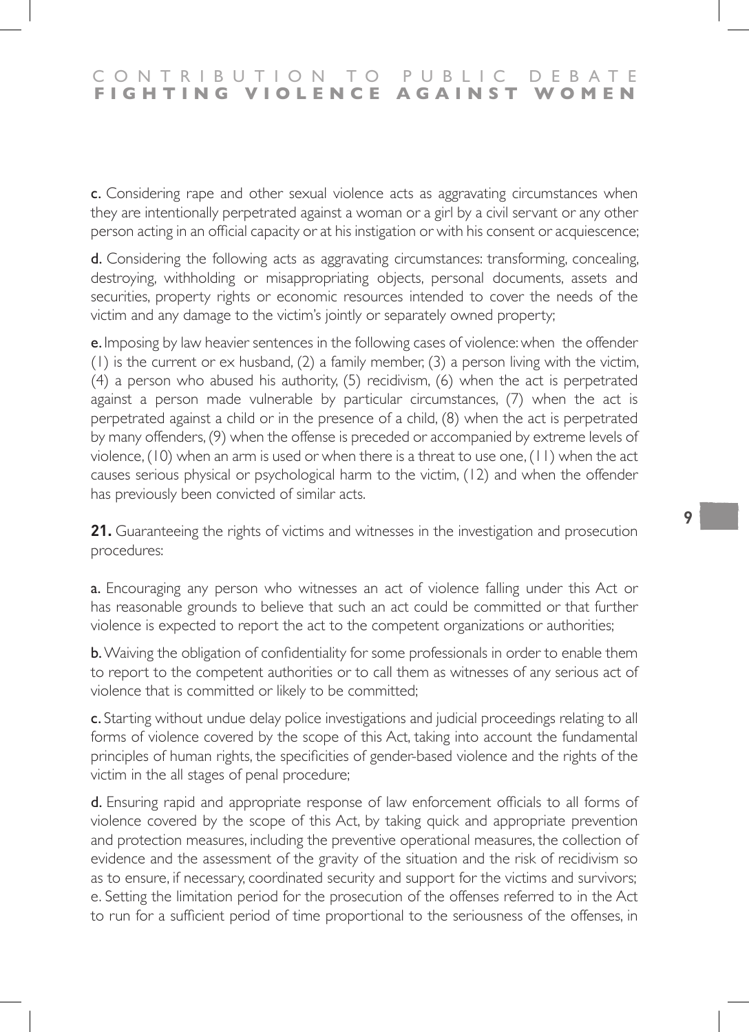**c.** Considering rape and other sexual violence acts as aggravating circumstances when they are intentionally perpetrated against a woman or a girl by a civil servant or any other person acting in an official capacity or at his instigation or with his consent or acquiescence;

**d.** Considering the following acts as aggravating circumstances: transforming, concealing, destroying, withholding or misappropriating objects, personal documents, assets and securities, property rights or economic resources intended to cover the needs of the victim and any damage to the victim's jointly or separately owned property;

**e.** Imposing by law heavier sentences in the following cases of violence: when the offender (1) is the current or ex husband, (2) a family member, (3) a person living with the victim, (4) a person who abused his authority, (5) recidivism, (6) when the act is perpetrated against a person made vulnerable by particular circumstances, (7) when the act is perpetrated against a child or in the presence of a child, (8) when the act is perpetrated by many offenders, (9) when the offense is preceded or accompanied by extreme levels of violence, (10) when an arm is used or when there is a threat to use one, (11) when the act causes serious physical or psychological harm to the victim, (12) and when the offender has previously been convicted of similar acts.

**21.** Guaranteeing the rights of victims and witnesses in the investigation and prosecution procedures:

**a.** Encouraging any person who witnesses an act of violence falling under this Act or has reasonable grounds to believe that such an act could be committed or that further violence is expected to report the act to the competent organizations or authorities;

**b.** Waiving the obligation of confidentiality for some professionals in order to enable them to report to the competent authorities or to call them as witnesses of any serious act of violence that is committed or likely to be committed;

**c.** Starting without undue delay police investigations and judicial proceedings relating to all forms of violence covered by the scope of this Act, taking into account the fundamental principles of human rights, the specificities of gender-based violence and the rights of the victim in the all stages of penal procedure;

**d.** Ensuring rapid and appropriate response of law enforcement officials to all forms of violence covered by the scope of this Act, by taking quick and appropriate prevention and protection measures, including the preventive operational measures, the collection of evidence and the assessment of the gravity of the situation and the risk of recidivism so as to ensure, if necessary, coordinated security and support for the victims and survivors;

e. Setting the limitation period for the prosecution of the offenses referred to in the Act to run for a sufficient period of time proportional to the seriousness of the offenses, in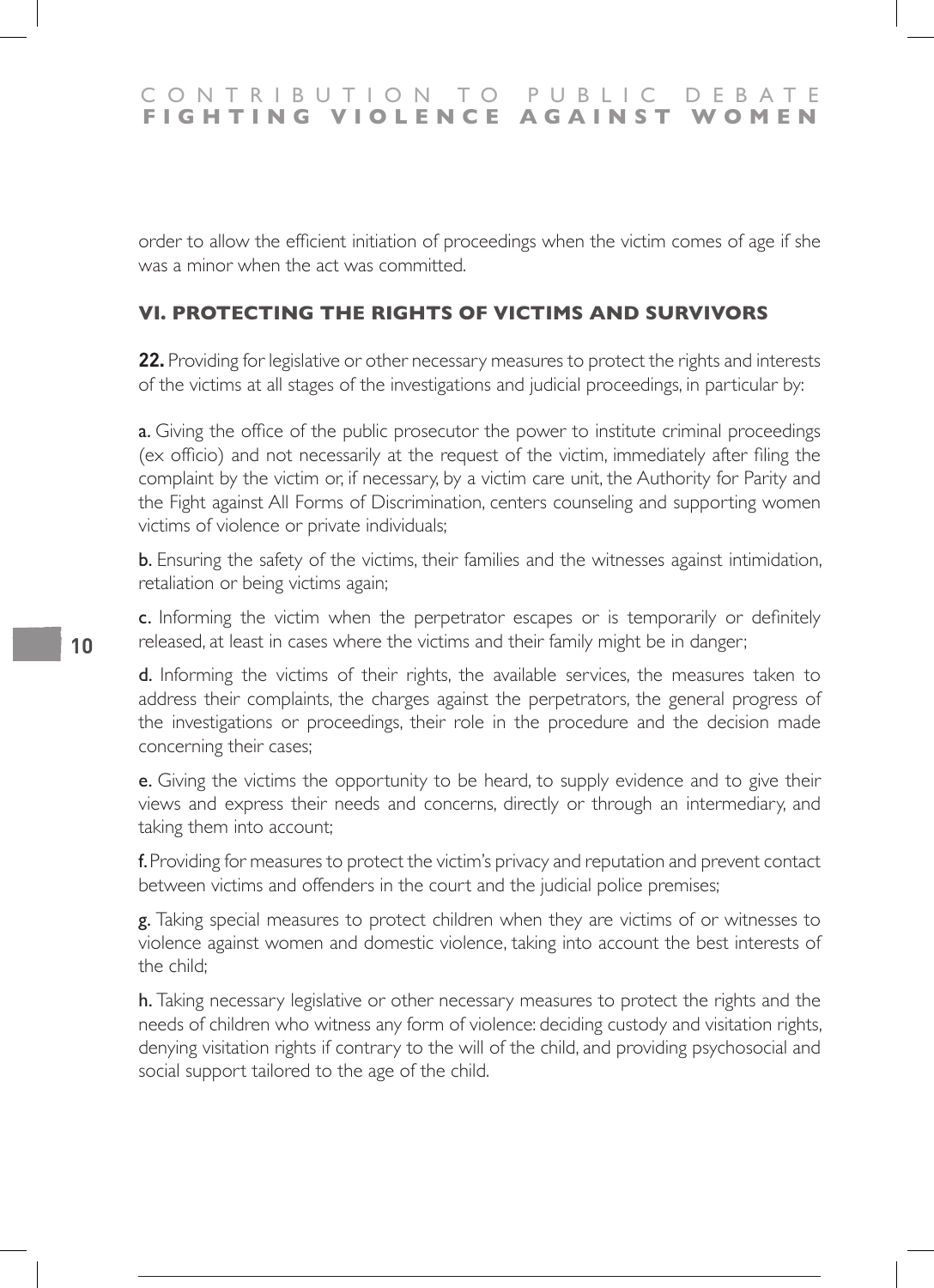order to allow the efficient initiation of proceedings when the victim comes of age if she was a minor when the act was committed.

## VI. PROTECTING THE RIGHTS OF VICTIMS AND SURVIVORS

**22.** Providing for legislative or other necessary measures to protect the rights and interests of the victims at all stages of the investigations and judicial proceedings, in particular by:

**a.** Giving the office of the public prosecutor the power to institute criminal proceedings (ex officio) and not necessarily at the request of the victim, immediately after filing the complaint by the victim or, if necessary, by a victim care unit, the Authority for Parity and the Fight against All Forms of Discrimination, centers counseling and supporting women victims of violence or private individuals;

**b.** Ensuring the safety of the victims, their families and the witnesses against intimidation, retaliation or being victims again;

**c.** Informing the victim when the perpetrator escapes or is temporarily or definitely released, at least in cases where the victims and their family might be in danger;

**d.** Informing the victims of their rights, the available services, the measures taken to address their complaints, the charges against the perpetrators, the general progress of the investigations or proceedings, their role in the procedure and the decision made concerning their cases;

**e.** Giving the victims the opportunity to be heard, to supply evidence and to give their views and express their needs and concerns, directly or through an intermediary, and taking them into account;

**f.** Providing for measures to protect the victim's privacy and reputation and prevent contact between victims and offenders in the court and the judicial police premises;

**g.** Taking special measures to protect children when they are victims of or witnesses to violence against women and domestic violence, taking into account the best interests of the child;

**h.** Taking necessary legislative or other necessary measures to protect the rights and the needs of children who witness any form of violence: deciding custody and visitation rights, denying visitation rights if contrary to the will of the child, and providing psychosocial and social support tailored to the age of the child.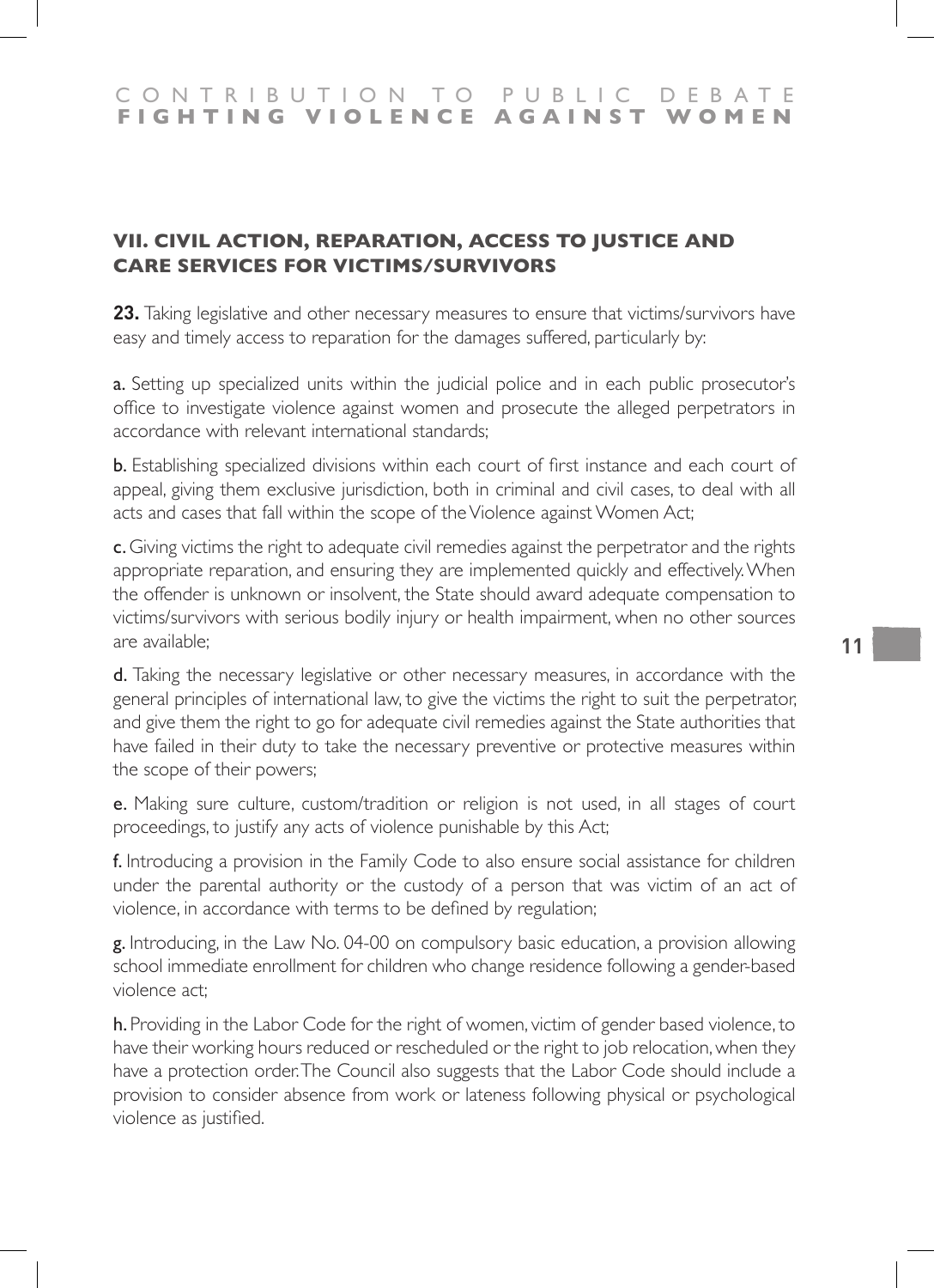## VII. CIVIL ACTION, REPARATION, ACCESS TO JUSTICE AND CARE SERVICES FOR VICTIMS/SURVIVORS

**23.** Taking legislative and other necessary measures to ensure that victims/survivors have easy and timely access to reparation for the damages suffered, particularly by:

**a.** Setting up specialized units within the judicial police and in each public prosecutor's office to investigate violence against women and prosecute the alleged perpetrators in accordance with relevant international standards;

**b.** Establishing specialized divisions within each court of first instance and each court of appeal, giving them exclusive jurisdiction, both in criminal and civil cases, to deal with all acts and cases that fall within the scope of the Violence against Women Act;

**c.** Giving victims the right to adequate civil remedies against the perpetrator and the rights appropriate reparation, and ensuring they are implemented quickly and effectively. When the offender is unknown or insolvent, the State should award adequate compensation to victims/survivors with serious bodily injury or health impairment, when no other sources are available;

**d.** Taking the necessary legislative or other necessary measures, in accordance with the general principles of international law, to give the victims the right to suit the perpetrator, and give them the right to go for adequate civil remedies against the State authorities that have failed in their duty to take the necessary preventive or protective measures within the scope of their powers;

**e.** Making sure culture, custom/tradition or religion is not used, in all stages of court proceedings, to justify any acts of violence punishable by this Act;

**f.** Introducing a provision in the Family Code to also ensure social assistance for children under the parental authority or the custody of a person that was victim of an act of violence, in accordance with terms to be defined by regulation;

**g.** Introducing, in the Law No. 04-00 on compulsory basic education, a provision allowing school immediate enrollment for children who change residence following a gender-based violence act;

**h.** Providing in the Labor Code for the right of women, victim of gender based violence, to have their working hours reduced or rescheduled or the right to job relocation, when they have a protection order. The Council also suggests that the Labor Code should include a provision to consider absence from work or lateness following physical or psychological violence as justified.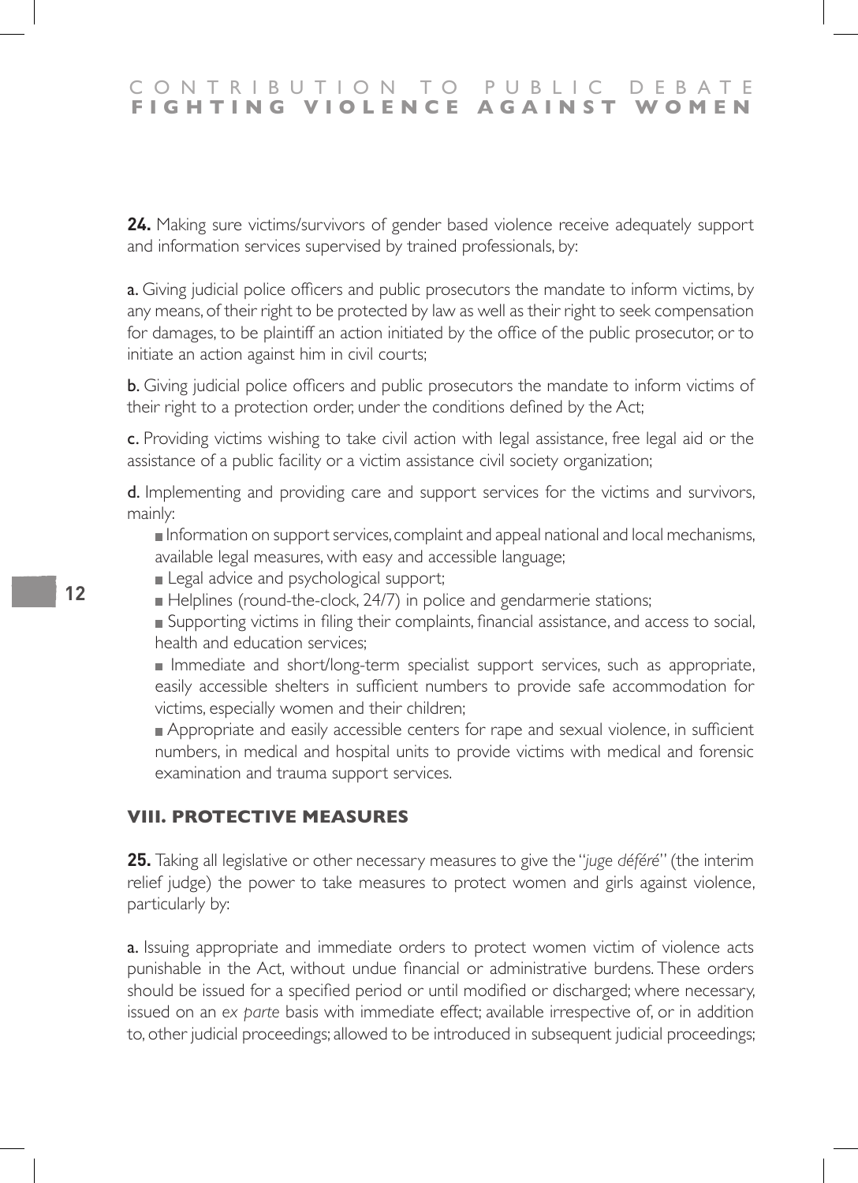**24.** Making sure victims/survivors of gender based violence receive adequately support and information services supervised by trained professionals, by:

**a.** Giving judicial police officers and public prosecutors the mandate to inform victims, by any means, of their right to be protected by law as well as their right to seek compensation for damages, to be plaintiff an action initiated by the office of the public prosecutor, or to initiate an action against him in civil courts;

**b.** Giving judicial police officers and public prosecutors the mandate to inform victims of their right to a protection order, under the conditions defined by the Act;

**c.** Providing victims wishing to take civil action with legal assistance, free legal aid or the assistance of a public facility or a victim assistance civil society organization;

**d.** Implementing and providing care and support services for the victims and survivors, mainly:

- Information on support services, complaint and appeal national and local mechanisms, available legal measures, with easy and accessible language;
- Legal advice and psychological support;
- Helplines (round-the-clock, 24/7) in police and gendarmerie stations;
- Supporting victims in filing their complaints, financial assistance, and access to social, health and education services;
- Immediate and short/long-term specialist support services, such as appropriate, easily accessible shelters in sufficient numbers to provide safe accommodation for victims, especially women and their children;
- Appropriate and easily accessible centers for rape and sexual violence, in sufficient numbers, in medical and hospital units to provide victims with medical and forensic examination and trauma support services.

## VIII. PROTECTIVE MEASURES

**25.** Taking all legislative or other necessary measures to give the "*juge déféré*" (the interim relief judge) the power to take measures to protect women and girls against violence, particularly by:

**a.** Issuing appropriate and immediate orders to protect women victim of violence acts punishable in the Act, without undue financial or administrative burdens. These orders should be issued for a specified period or until modified or discharged; where necessary, issued on an *ex parte* basis with immediate effect; available irrespective of, or in addition to, other judicial proceedings; allowed to be introduced in subsequent judicial proceedings;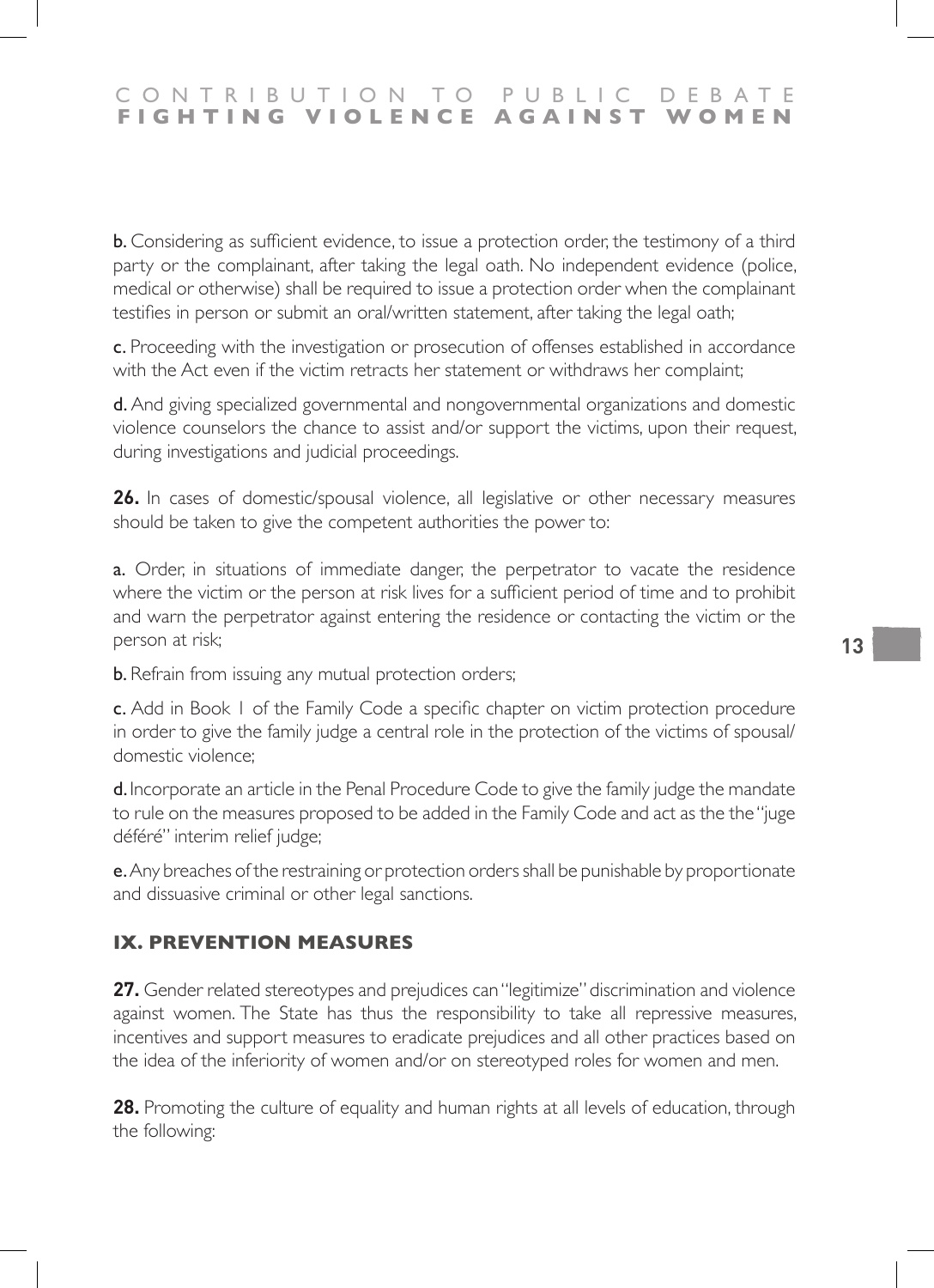**b.** Considering as sufficient evidence, to issue a protection order, the testimony of a third party or the complainant, after taking the legal oath. No independent evidence (police, medical or otherwise) shall be required to issue a protection order when the complainant testifies in person or submit an oral/written statement, after taking the legal oath;

**c.** Proceeding with the investigation or prosecution of offenses established in accordance with the Act even if the victim retracts her statement or withdraws her complaint;

**d.** And giving specialized governmental and nongovernmental organizations and domestic violence counselors the chance to assist and/or support the victims, upon their request, during investigations and judicial proceedings.

**26.** In cases of domestic/spousal violence, all legislative or other necessary measures should be taken to give the competent authorities the power to:

**a.** Order, in situations of immediate danger, the perpetrator to vacate the residence where the victim or the person at risk lives for a sufficient period of time and to prohibit and warn the perpetrator against entering the residence or contacting the victim or the person at risk;

**b.** Refrain from issuing any mutual protection orders;

**c.** Add in Book 1 of the Family Code a specific chapter on victim protection procedure in order to give the family judge a central role in the protection of the victims of spousal/domestic violence;

**d.** Incorporate an article in the Penal Procedure Code to give the family judge the mandate to rule on the measures proposed to be added in the Family Code and act as the the "juge déféré" interim relief judge;

**e.** Any breaches of the restraining or protection orders shall be punishable by proportionate and dissuasive criminal or other legal sanctions.

## IX. PREVENTION MEASURES

**27.** Gender related stereotypes and prejudices can "legitimize" discrimination and violence against women. The State has thus the responsibility to take all repressive measures, incentives and support measures to eradicate prejudices and all other practices based on the idea of the inferiority of women and/or on stereotyped roles for women and men.

**28.** Promoting the culture of equality and human rights at all levels of education, through the following: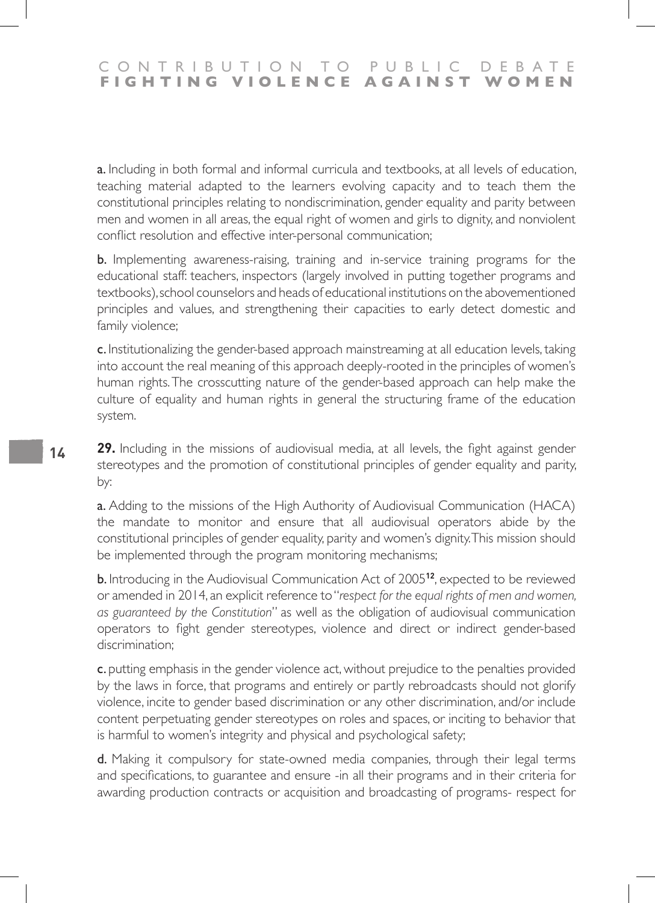**a.** Including in both formal and informal curricula and textbooks, at all levels of education, teaching material adapted to the learners evolving capacity and to teach them the constitutional principles relating to nondiscrimination, gender equality and parity between men and women in all areas, the equal right of women and girls to dignity, and nonviolent conflict resolution and effective inter-personal communication;

**b.** Implementing awareness-raising, training and in-service training programs for the educational staff: teachers, inspectors (largely involved in putting together programs and textbooks), school counselors and heads of educational institutions on the abovementioned principles and values, and strengthening their capacities to early detect domestic and family violence;

**c.** Institutionalizing the gender-based approach mainstreaming at all education levels, taking into account the real meaning of this approach deeply-rooted in the principles of women's human rights. The crosscutting nature of the gender-based approach can help make the culture of equality and human rights in general the structuring frame of the education system.

**29.** Including in the missions of audiovisual media, at all levels, the fight against gender stereotypes and the promotion of constitutional principles of gender equality and parity, by:

**a.** Adding to the missions of the High Authority of Audiovisual Communication (HACA) the mandate to monitor and ensure that all audiovisual operators abide by the constitutional principles of gender equality, parity and women's dignity. This mission should be implemented through the program monitoring mechanisms;

**b.** Introducing in the Audiovisual Communication Act of 2005[12], expected to be reviewed or amended in 2014, an explicit reference to "*respect for the equal rights of men and women, as guaranteed by the Constitution*" as well as the obligation of audiovisual communication operators to fight gender stereotypes, violence and direct or indirect gender-based discrimination;

**c.** putting emphasis in the gender violence act, without prejudice to the penalties provided by the laws in force, that programs and entirely or partly rebroadcasts should not glorify violence, incite to gender based discrimination or any other discrimination, and/or include content perpetuating gender stereotypes on roles and spaces, or inciting to behavior that is harmful to women's integrity and physical and psychological safety;

**d.** Making it compulsory for state-owned media companies, through their legal terms and specifications, to guarantee and ensure -in all their programs and in their criteria for awarding production contracts or acquisition and broadcasting of programs- respect for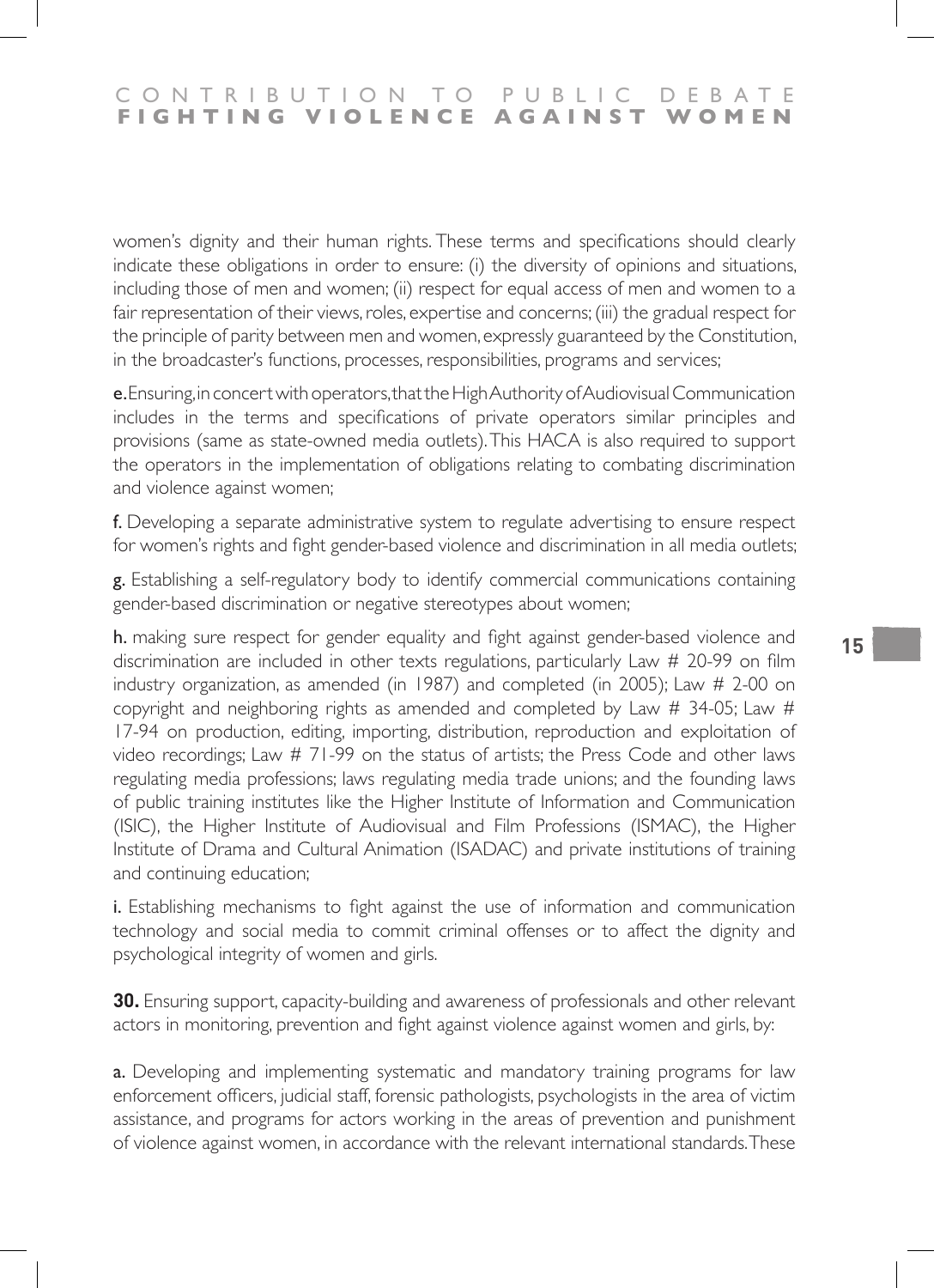women's dignity and their human rights. These terms and specifications should clearly indicate these obligations in order to ensure: (i) the diversity of opinions and situations, including those of men and women; (ii) respect for equal access of men and women to a fair representation of their views, roles, expertise and concerns; (iii) the gradual respect for the principle of parity between men and women, expressly guaranteed by the Constitution, in the broadcaster's functions, processes, responsibilities, programs and services;

**e.** Ensuring, in concert with operators, that the High Authority of Audiovisual Communication includes in the terms and specifications of private operators similar principles and provisions (same as state-owned media outlets). This HACA is also required to support the operators in the implementation of obligations relating to combating discrimination and violence against women;

**f.** Developing a separate administrative system to regulate advertising to ensure respect for women's rights and fight gender-based violence and discrimination in all media outlets;

**g.** Establishing a self-regulatory body to identify commercial communications containing gender-based discrimination or negative stereotypes about women;

**h.** making sure respect for gender equality and fight against gender-based violence and discrimination are included in other texts regulations, particularly Law # 20-99 on film industry organization, as amended (in 1987) and completed (in 2005); Law # 2-00 on copyright and neighboring rights as amended and completed by Law # 34-05; Law # 17-94 on production, editing, importing, distribution, reproduction and exploitation of video recordings; Law # 71-99 on the status of artists; the Press Code and other laws regulating media professions; laws regulating media trade unions; and the founding laws of public training institutes like the Higher Institute of Information and Communication (ISIC), the Higher Institute of Audiovisual and Film Professions (ISMAC), the Higher Institute of Drama and Cultural Animation (ISADAC) and private institutions of training and continuing education;

**i.** Establishing mechanisms to fight against the use of information and communication technology and social media to commit criminal offenses or to affect the dignity and psychological integrity of women and girls.

**30.** Ensuring support, capacity-building and awareness of professionals and other relevant actors in monitoring, prevention and fight against violence against women and girls, by:

**a.** Developing and implementing systematic and mandatory training programs for law enforcement officers, judicial staff, forensic pathologists, psychologists in the area of victim assistance, and programs for actors working in the areas of prevention and punishment of violence against women, in accordance with the relevant international standards. These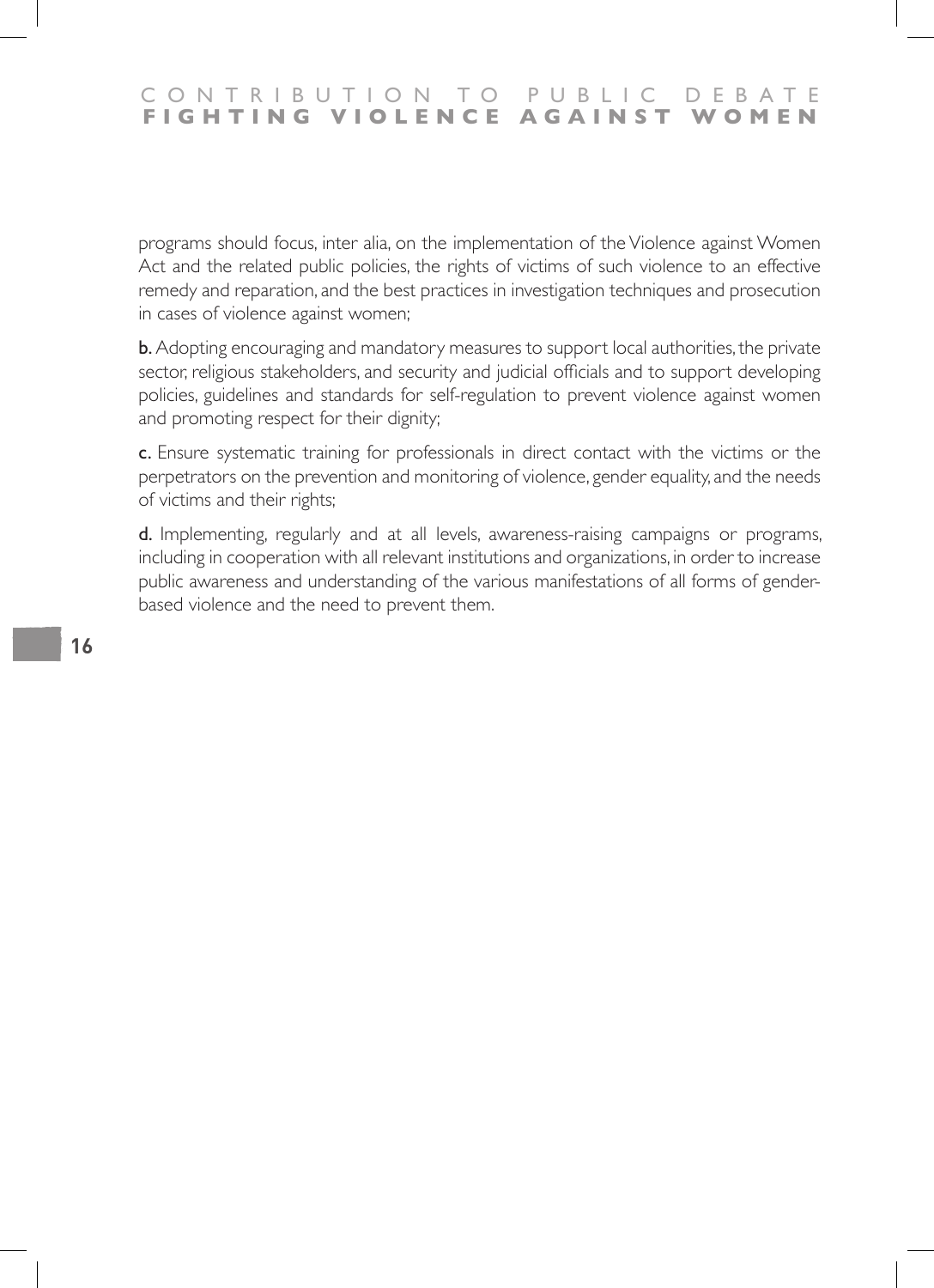programs should focus, inter alia, on the implementation of the Violence against Women Act and the related public policies, the rights of victims of such violence to an effective remedy and reparation, and the best practices in investigation techniques and prosecution in cases of violence against women;

**b.** Adopting encouraging and mandatory measures to support local authorities, the private sector, religious stakeholders, and security and judicial officials and to support developing policies, guidelines and standards for self-regulation to prevent violence against women and promoting respect for their dignity;

**c.** Ensure systematic training for professionals in direct contact with the victims or the perpetrators on the prevention and monitoring of violence, gender equality, and the needs of victims and their rights;

**d.** Implementing, regularly and at all levels, awareness-raising campaigns or programs, including in cooperation with all relevant institutions and organizations, in order to increase public awareness and understanding of the various manifestations of all forms of gender-based violence and the need to prevent them.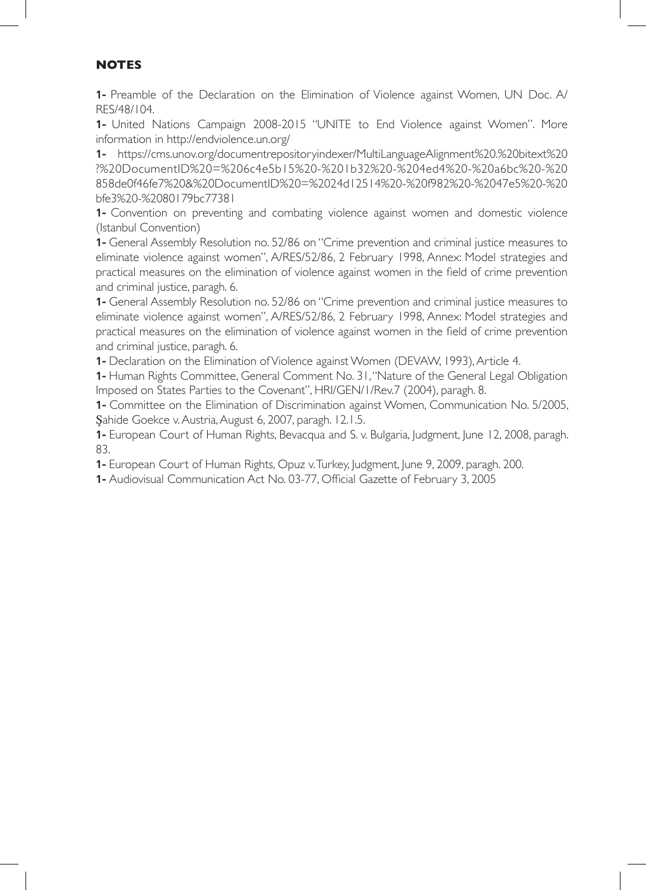#### NOTES

**1-** Preamble of the Declaration on the Elimination of Violence against Women, UN Doc. A/RES/48/104.

**1-** United Nations Campaign 2008-2015 "UNITE to End Violence against Women". More information in http://endviolence.un.org/

**1-** https://cms.unov.org/documentrepositoryindexer/MultiLanguageAlignment%20.%20bitext%20?%20DocumentID%20=%206c4e5b15%20-%201b32%20-%204ed4%20-%20a6bc%20-%20858de0f46fe7%20&%20DocumentID%20=%2024d12514%20-%20f982%20-%2047e5%20-%20bfe3%20-%2080179bc77381

**1-** Convention on preventing and combating violence against women and domestic violence (Istanbul Convention)

**1-** General Assembly Resolution no. 52/86 on "Crime prevention and criminal justice measures to eliminate violence against women", A/RES/52/86, 2 February 1998, Annex: Model strategies and practical measures on the elimination of violence against women in the field of crime prevention and criminal justice, paragh. 6.

**1-** General Assembly Resolution no. 52/86 on "Crime prevention and criminal justice measures to eliminate violence against women", A/RES/52/86, 2 February 1998, Annex: Model strategies and practical measures on the elimination of violence against women in the field of crime prevention and criminal justice, paragh. 6.

**1-** Declaration on the Elimination of Violence against Women (DEVAW, 1993), Article 4.

**1-** Human Rights Committee, General Comment No. 31, "Nature of the General Legal Obligation Imposed on States Parties to the Covenant", HRI/GEN/1/Rev.7 (2004), paragh. 8.

**1-** Committee on the Elimination of Discrimination against Women, Communication No. 5/2005, Şahide Goekce v. Austria, August 6, 2007, paragh. 12.1.5.

**1-** European Court of Human Rights, Bevacqua and S. v. Bulgaria, Judgment, June 12, 2008, paragh. 83.

**1-** European Court of Human Rights, Opuz v. Turkey, Judgment, June 9, 2009, paragh. 200.

**1-** Audiovisual Communication Act No. 03-77, Official Gazette of February 3, 2005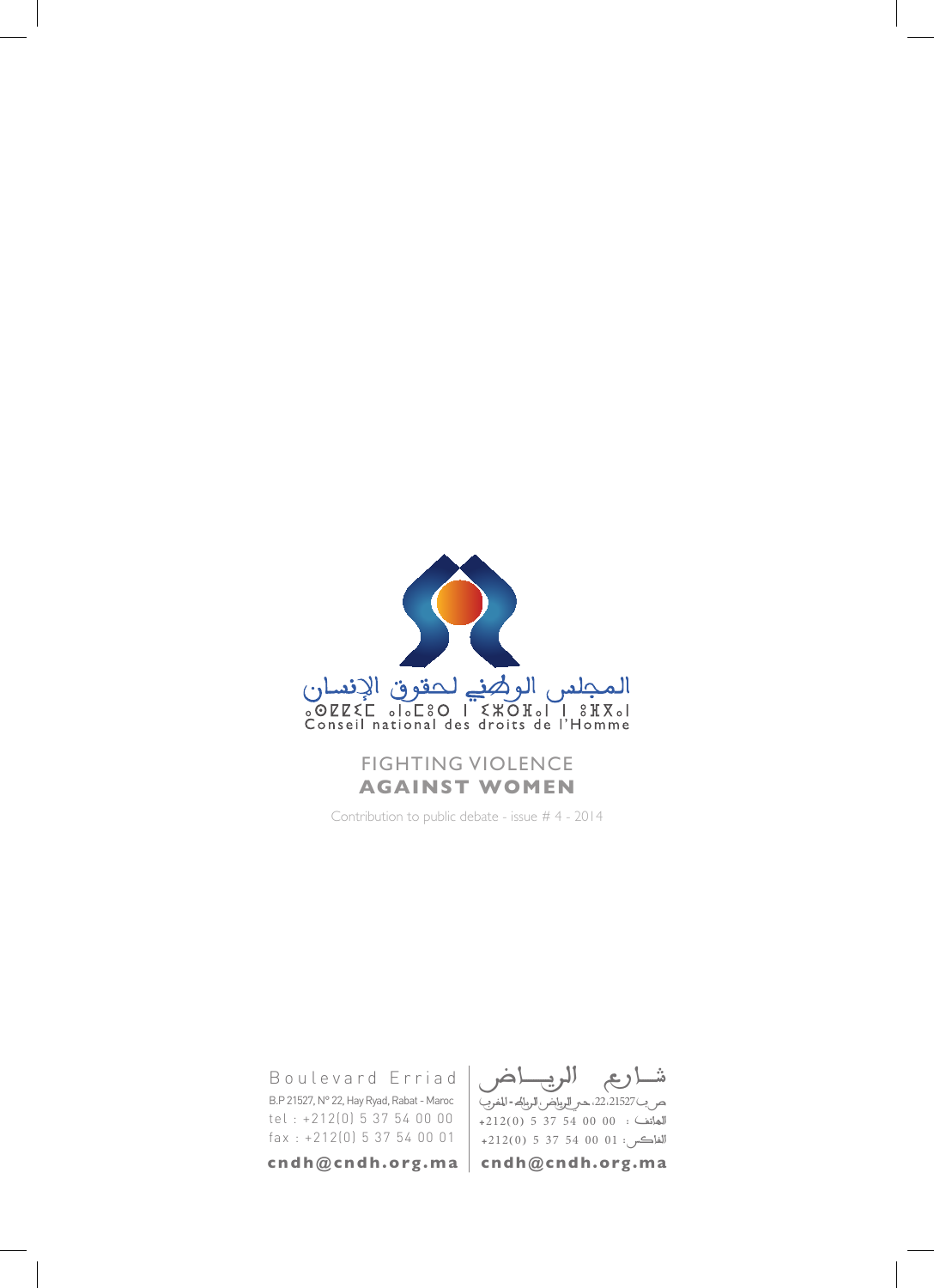المجلس الوطني لحقوق الإنسان

ⴰⵖⵔⴰⵡⵍ ⴰⵏⴰⵎⵓⵔ ⵏ ⵉⵣⵔⴼⴰⵏ ⵏ ⵓⴼⴳⴰⵏ

Conseil national des droits de l'Homme

FIGHTING VIOLENCE
**AGAINST WOMEN**

Contribution to public debate - issue # 4 - 2014

Boulevard Erriad
B.P 21527, N° 22, Hay Ryad, Rabat - Maroc
tel : +212(0) 5 37 54 00 00
fax : +212(0) 5 37 54 00 01
**cndh@cndh.org.ma**

شـارع الريـاض
ص.ب 21527، 22، حي الرياض، الرباط - المغرب
الهاتف : 00 00 54 37 5 (0)212+
الفاكس : 01 00 54 37 5 (0)212+
**cndh@cndh.org.ma**